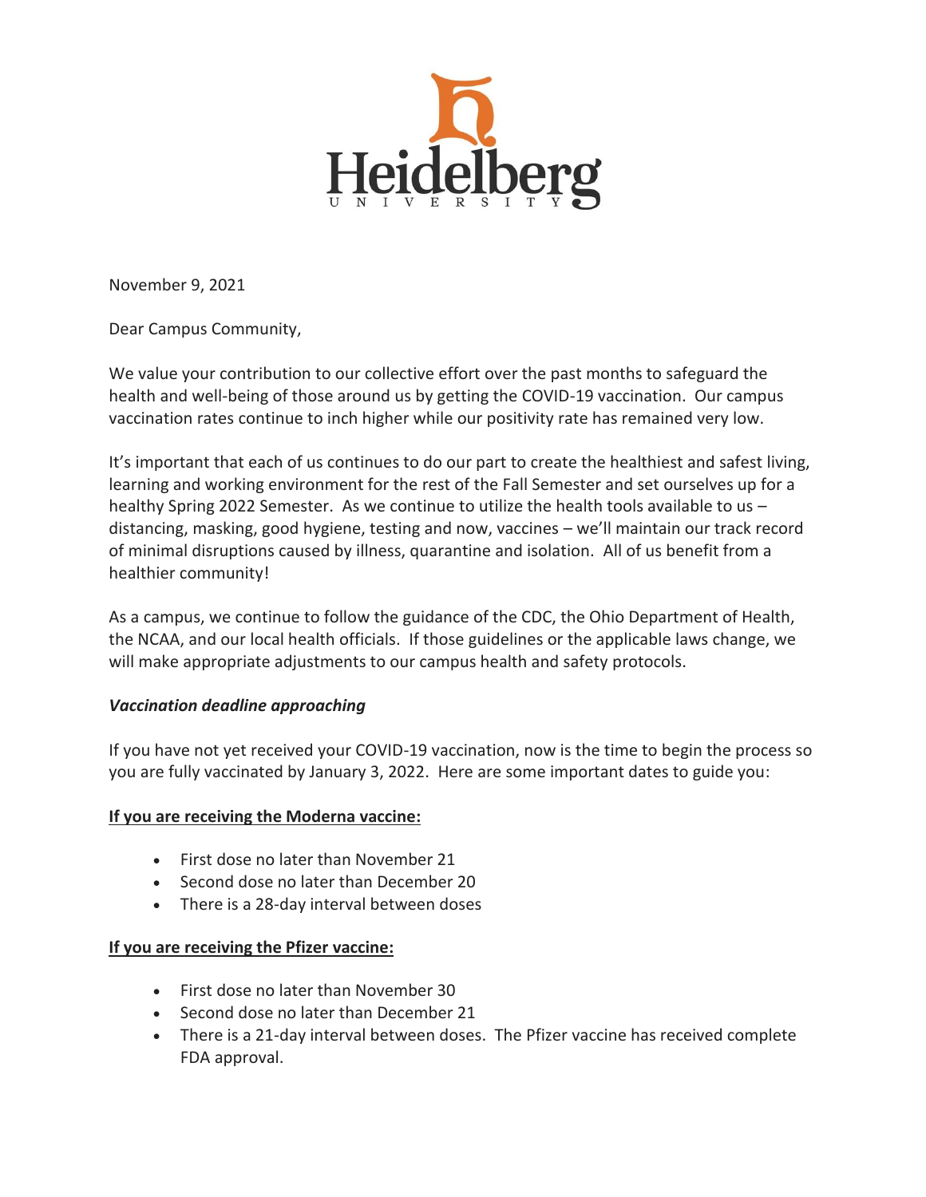Heidelberg University

November 9, 2021

Dear Campus Community,

We value your contribution to our collective effort over the past months to safeguard the health and well-being of those around us by getting the COVID-19 vaccination. Our campus vaccination rates continue to inch higher while our positivity rate has remained very low.

It's important that each of us continues to do our part to create the healthiest and safest living, learning and working environment for the rest of the Fall Semester and set ourselves up for a healthy Spring 2022 Semester. As we continue to utilize the health tools available to us – distancing, masking, good hygiene, testing and now, vaccines – we'll maintain our track record of minimal disruptions caused by illness, quarantine and isolation. All of us benefit from a healthier community!

As a campus, we continue to follow the guidance of the CDC, the Ohio Department of Health, the NCAA, and our local health officials. If those guidelines or the applicable laws change, we will make appropriate adjustments to our campus health and safety protocols.

***Vaccination deadline approaching***

If you have not yet received your COVID-19 vaccination, now is the time to begin the process so you are fully vaccinated by January 3, 2022. Here are some important dates to guide you:

**If you are receiving the Moderna vaccine:**

- First dose no later than November 21
- Second dose no later than December 20
- There is a 28-day interval between doses

**If you are receiving the Pfizer vaccine:**

- First dose no later than November 30
- Second dose no later than December 21
- There is a 21-day interval between doses. The Pfizer vaccine has received complete FDA approval.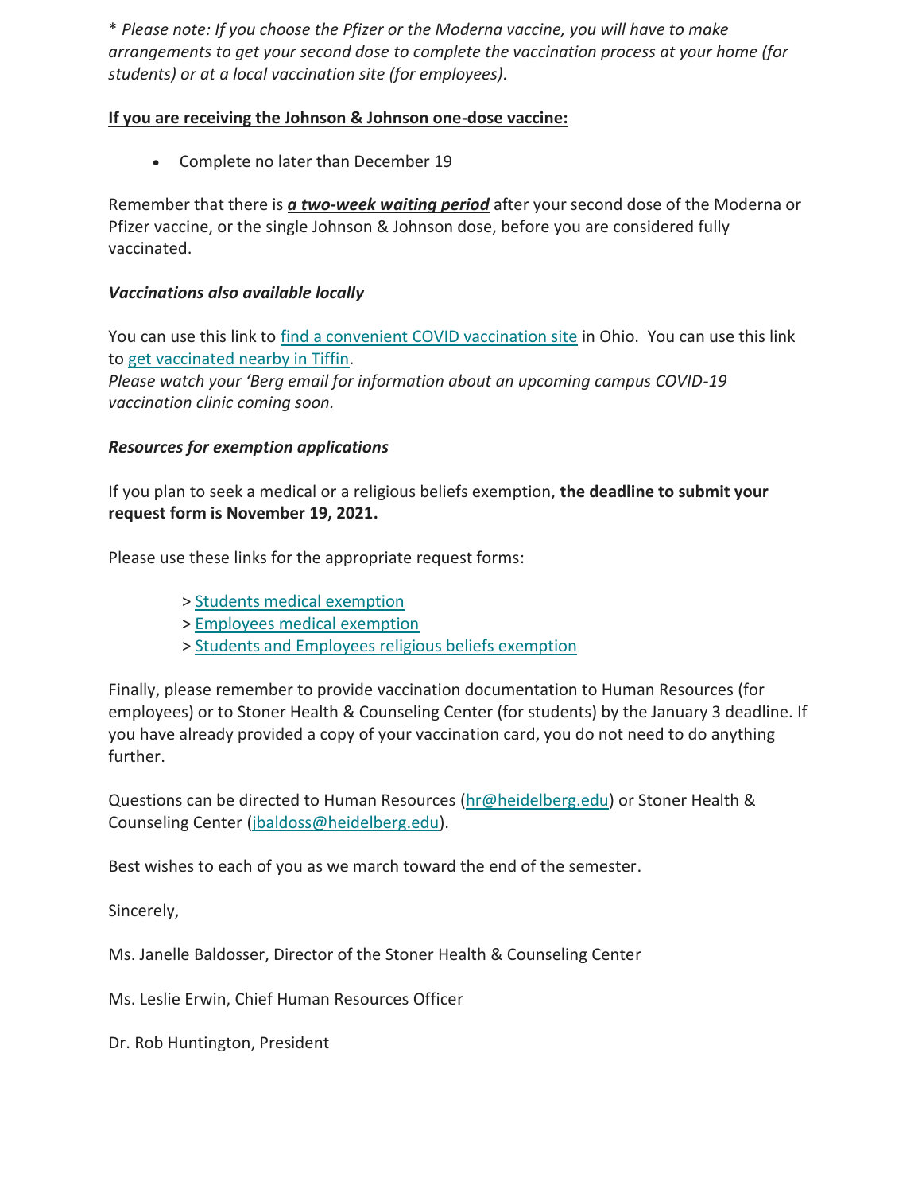* *Please note: If you choose the Pfizer or the Moderna vaccine, you will have to make arrangements to get your second dose to complete the vaccination process at your home (for students) or at a local vaccination site (for employees).*

**If you are receiving the Johnson & Johnson one-dose vaccine:**

- Complete no later than December 19

Remember that there is ***a two-week waiting period*** after your second dose of the Moderna or Pfizer vaccine, or the single Johnson & Johnson dose, before you are considered fully vaccinated.

***Vaccinations also available locally***

You can use this link to find a convenient COVID vaccination site in Ohio. You can use this link to get vaccinated nearby in Tiffin.
*Please watch your 'Berg email for information about an upcoming campus COVID-19 vaccination clinic coming soon.*

***Resources for exemption applications***

If you plan to seek a medical or a religious beliefs exemption, **the deadline to submit your request form is November 19, 2021.**

Please use these links for the appropriate request forms:

> Students medical exemption
> Employees medical exemption
> Students and Employees religious beliefs exemption

Finally, please remember to provide vaccination documentation to Human Resources (for employees) or to Stoner Health & Counseling Center (for students) by the January 3 deadline. If you have already provided a copy of your vaccination card, you do not need to do anything further.

Questions can be directed to Human Resources (hr@heidelberg.edu) or Stoner Health & Counseling Center (jbaldoss@heidelberg.edu).

Best wishes to each of you as we march toward the end of the semester.

Sincerely,

Ms. Janelle Baldosser, Director of the Stoner Health & Counseling Center

Ms. Leslie Erwin, Chief Human Resources Officer

Dr. Rob Huntington, President